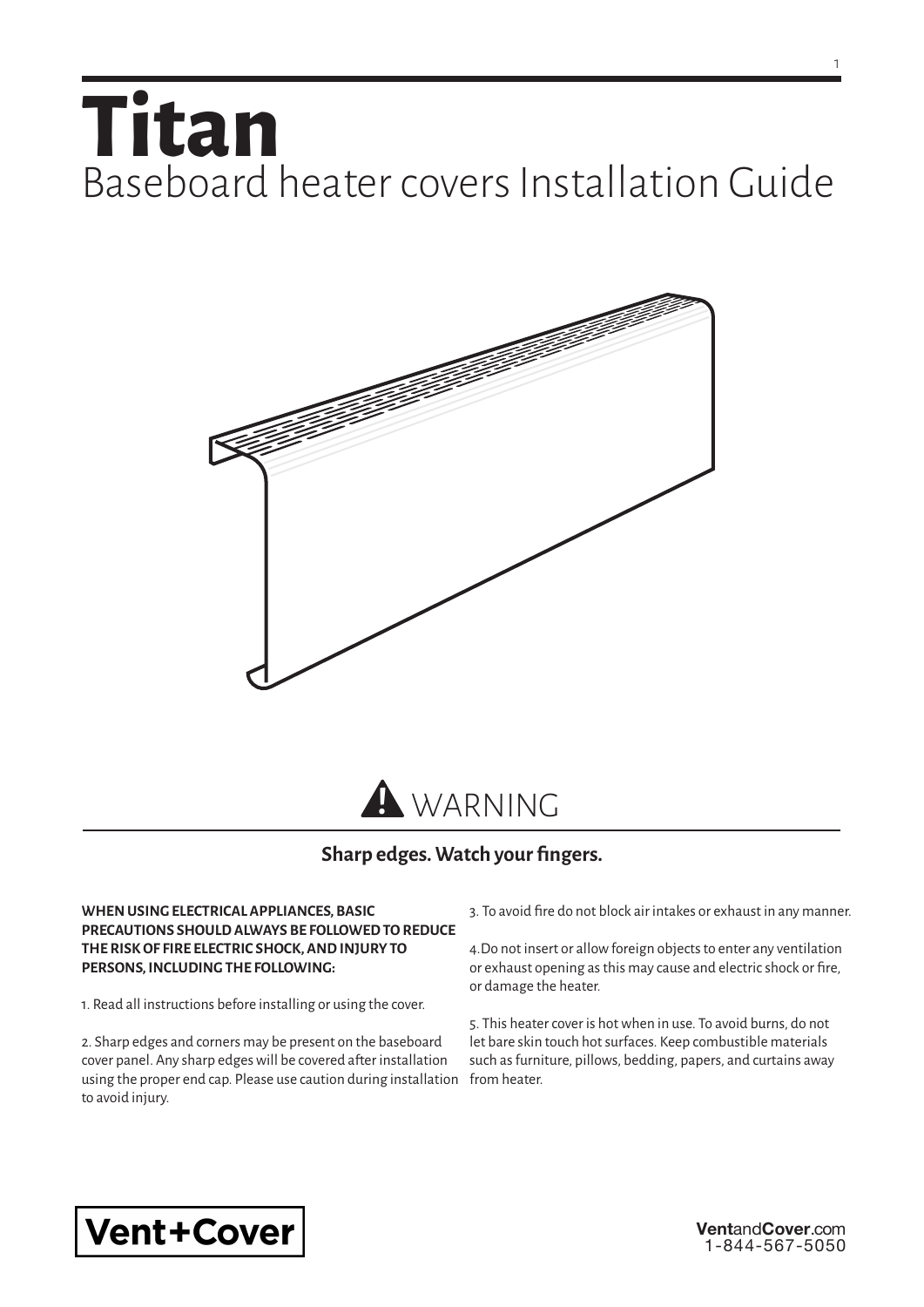# Titan

## Baseboard heater covers Installation Guide

## ⚠ WARNING

**Sharp edges. Watch your fingers.**

**WHEN USING ELECTRICAL APPLIANCES, BASIC PRECAUTIONS SHOULD ALWAYS BE FOLLOWED TO REDUCE THE RISK OF FIRE ELECTRIC SHOCK, AND INJURY TO PERSONS, INCLUDING THE FOLLOWING:**

1. Read all instructions before installing or using the cover.

2. Sharp edges and corners may be present on the baseboard cover panel. Any sharp edges will be covered after installation using the proper end cap. Please use caution during installation to avoid injury.

3. To avoid fire do not block air intakes or exhaust in any manner.

4.Do not insert or allow foreign objects to enter any ventilation or exhaust opening as this may cause and electric shock or fire, or damage the heater.

5. This heater cover is hot when in use. To avoid burns, do not let bare skin touch hot surfaces. Keep combustible materials such as furniture, pillows, bedding, papers, and curtains away from heater.

Vent+Cover

**Vent**and**Cover**.com
1-844-567-5050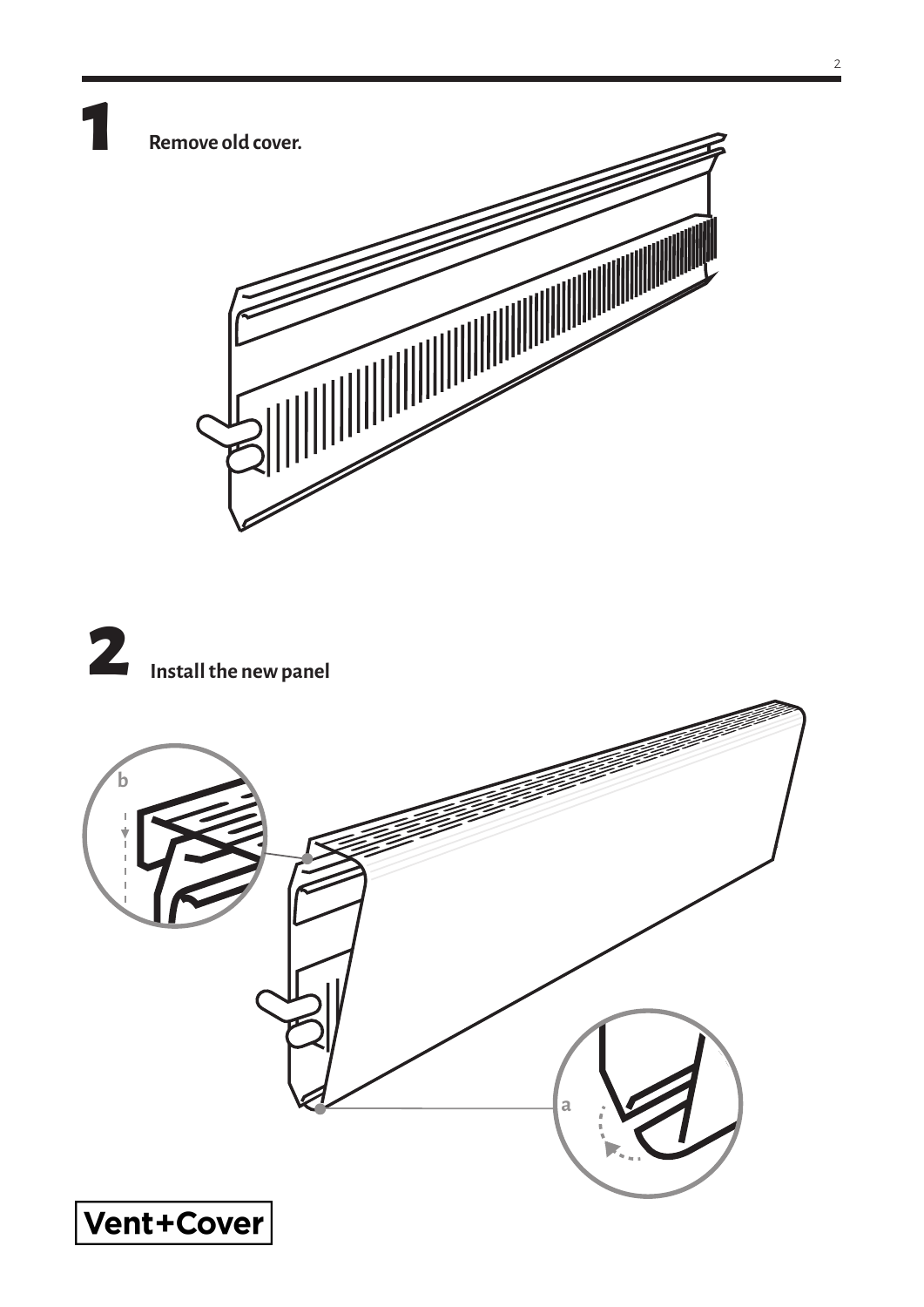## 1 Remove old cover.

## 2 Install the new panel

b

a

Vent+Cover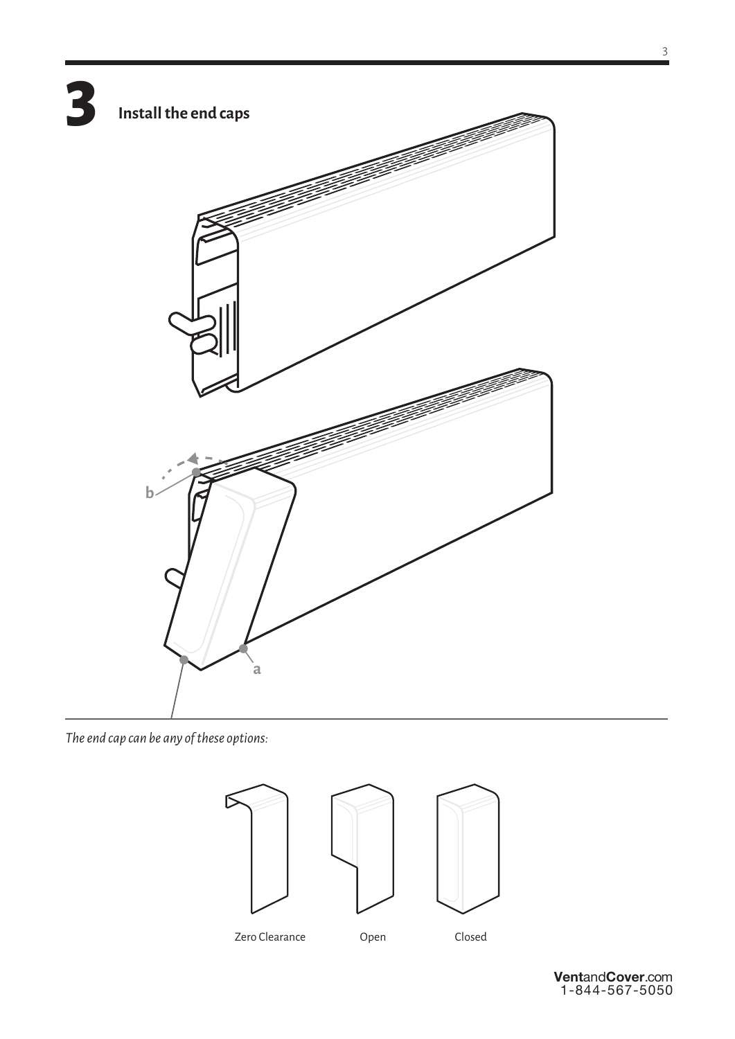# 3 Install the end caps

b

a

*The end cap can be any of these options:*

Zero Clearance

Open

Closed

**Vent**and**Cover**.com
1-844-567-5050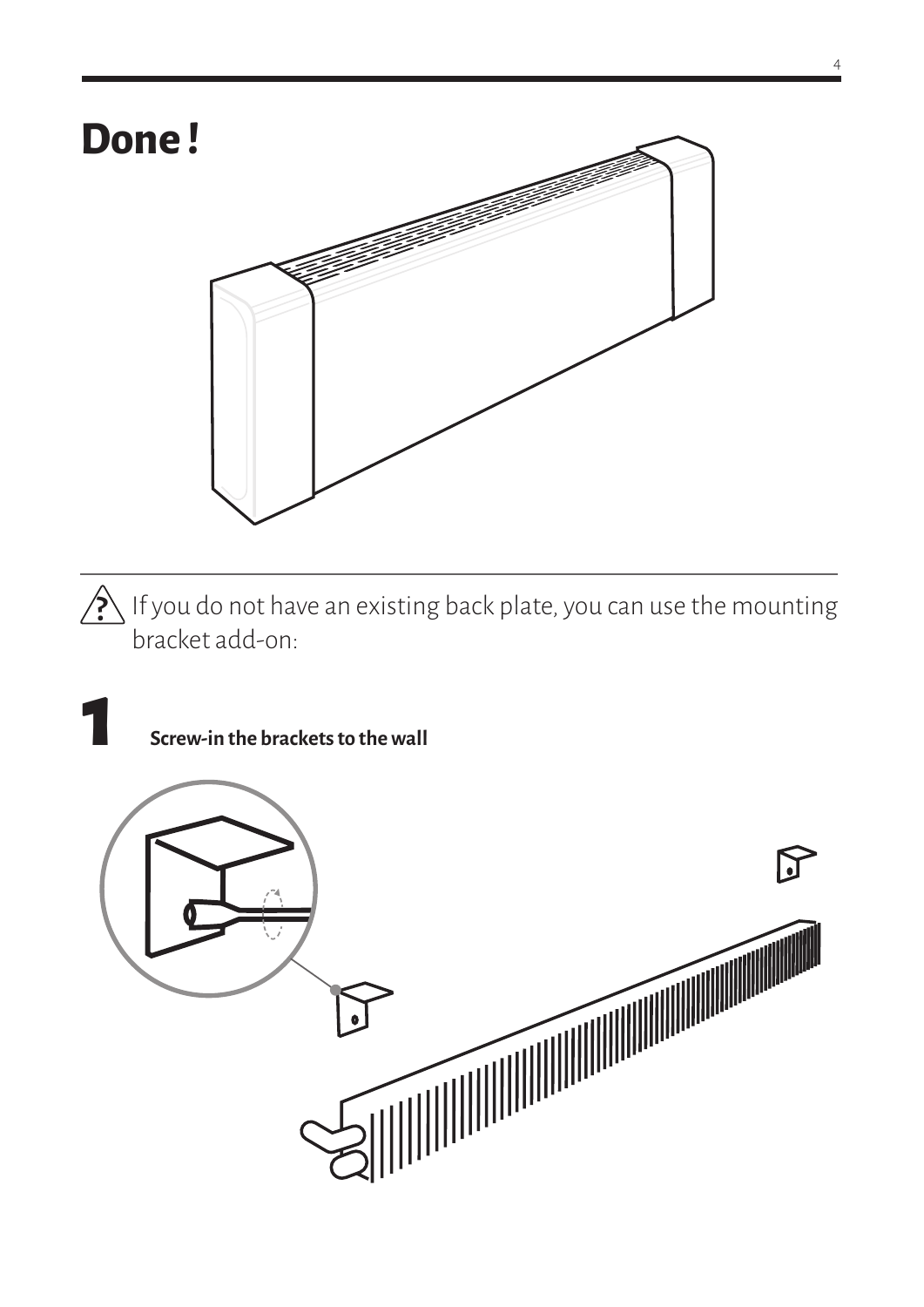# Done !

⚠ If you do not have an existing back plate, you can use the mounting bracket add-on:

## 1

**Screw-in the brackets to the wall**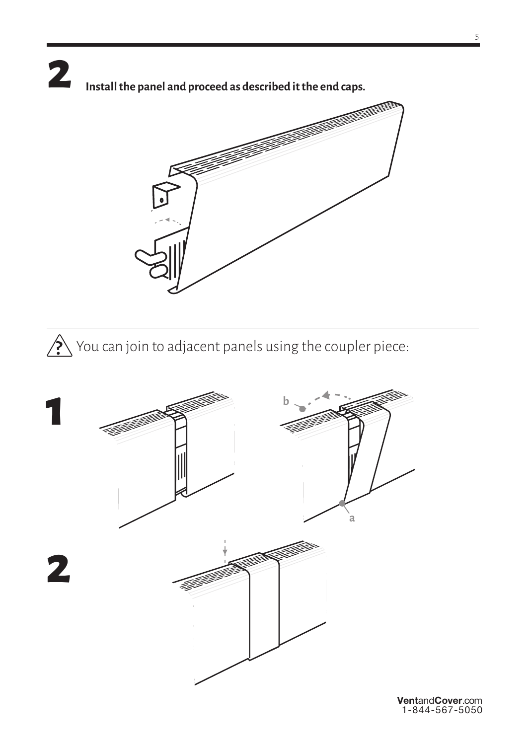## 2

**Install the panel and proceed as described it the end caps.**

---

⚠ You can join to adjacent panels using the coupler piece:

**1**

b

a

**2**

**Vent**and**Cover**.com
1-844-567-5050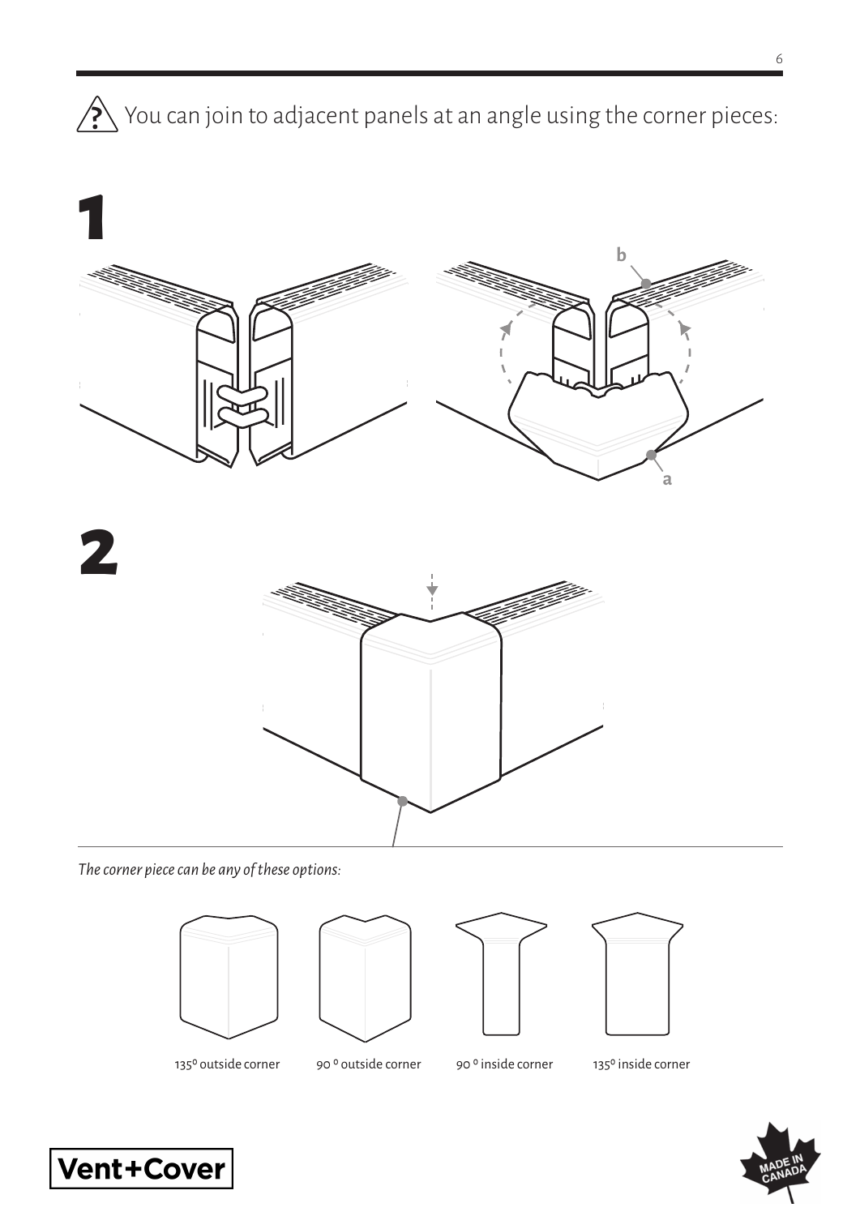You can join to adjacent panels at an angle using the corner pieces:

**1**

b

a

**2**

*The corner piece can be any of these options:*

135º outside corner

90 º outside corner

90 º inside corner

135º inside corner